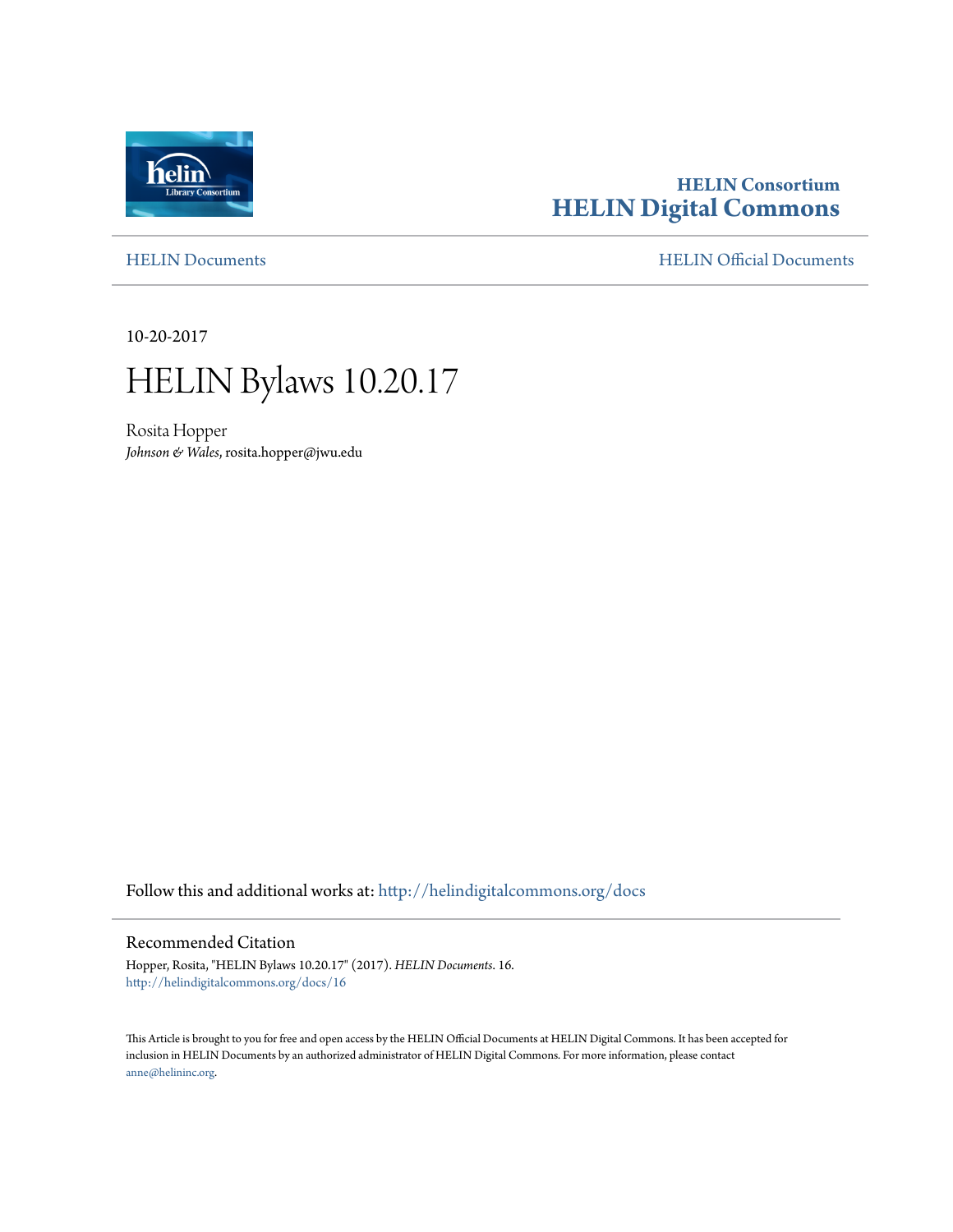HELIN Consortium
**HELIN Digital Commons**

HELIN Documents — HELIN Official Documents

10-20-2017

# HELIN Bylaws 10.20.17

Rosita Hopper
*Johnson & Wales*, rosita.hopper@jwu.edu

Follow this and additional works at: http://helindigitalcommons.org/docs

## Recommended Citation

Hopper, Rosita, "HELIN Bylaws 10.20.17" (2017). *HELIN Documents*. 16.
http://helindigitalcommons.org/docs/16

This Article is brought to you for free and open access by the HELIN Official Documents at HELIN Digital Commons. It has been accepted for inclusion in HELIN Documents by an authorized administrator of HELIN Digital Commons. For more information, please contact anne@helininc.org.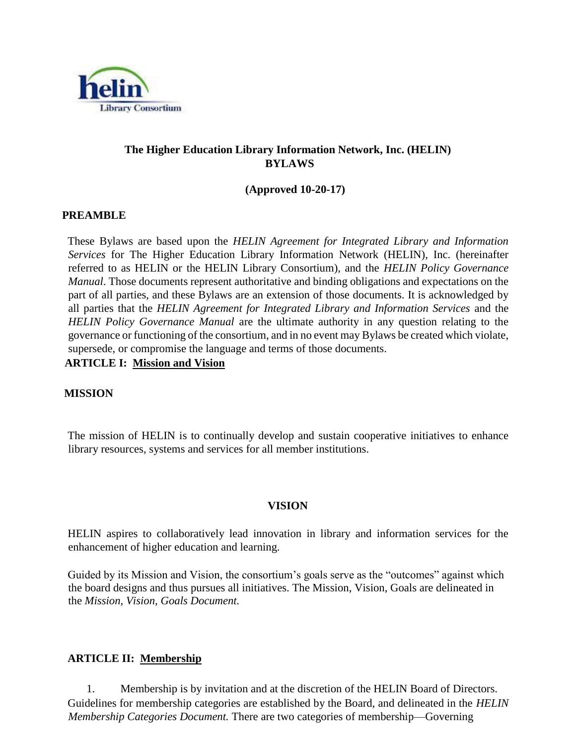# The Higher Education Library Information Network, Inc. (HELIN) BYLAWS

**(Approved 10-20-17)**

## PREAMBLE

These Bylaws are based upon the *HELIN Agreement for Integrated Library and Information Services* for The Higher Education Library Information Network (HELIN), Inc. (hereinafter referred to as HELIN or the HELIN Library Consortium), and the *HELIN Policy Governance Manual*. Those documents represent authoritative and binding obligations and expectations on the part of all parties, and these Bylaws are an extension of those documents. It is acknowledged by all parties that the *HELIN Agreement for Integrated Library and Information Services* and the *HELIN Policy Governance Manual* are the ultimate authority in any question relating to the governance or functioning of the consortium, and in no event may Bylaws be created which violate, supersede, or compromise the language and terms of those documents.

## ARTICLE I: Mission and Vision

### MISSION

The mission of HELIN is to continually develop and sustain cooperative initiatives to enhance library resources, systems and services for all member institutions.

### VISION

HELIN aspires to collaboratively lead innovation in library and information services for the enhancement of higher education and learning.

Guided by its Mission and Vision, the consortium's goals serve as the "outcomes" against which the board designs and thus pursues all initiatives. The Mission, Vision, Goals are delineated in the *Mission, Vision, Goals Document.*

## ARTICLE II: Membership

1. Membership is by invitation and at the discretion of the HELIN Board of Directors. Guidelines for membership categories are established by the Board, and delineated in the *HELIN Membership Categories Document.* There are two categories of membership—Governing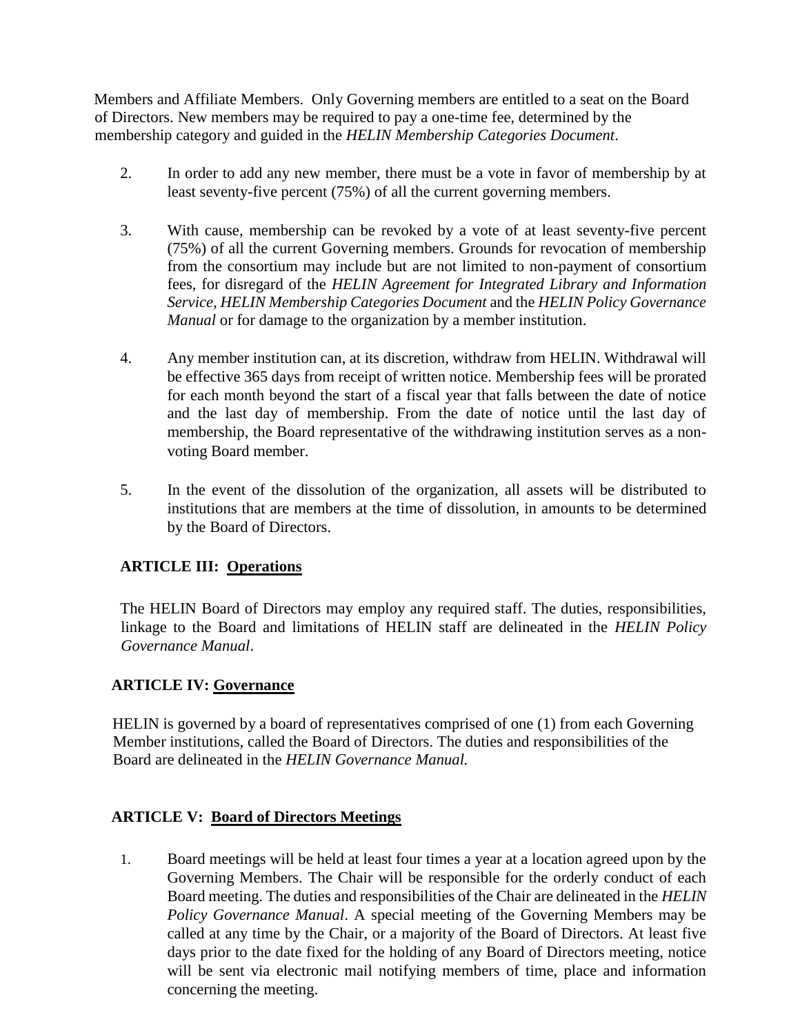Members and Affiliate Members. Only Governing members are entitled to a seat on the Board of Directors. New members may be required to pay a one-time fee, determined by the membership category and guided in the *HELIN Membership Categories Document*.

2. In order to add any new member, there must be a vote in favor of membership by at least seventy-five percent (75%) of all the current governing members.

3. With cause, membership can be revoked by a vote of at least seventy-five percent (75%) of all the current Governing members. Grounds for revocation of membership from the consortium may include but are not limited to non-payment of consortium fees, for disregard of the *HELIN Agreement for Integrated Library and Information Service, HELIN Membership Categories Document* and the *HELIN Policy Governance Manual* or for damage to the organization by a member institution.

4. Any member institution can, at its discretion, withdraw from HELIN. Withdrawal will be effective 365 days from receipt of written notice. Membership fees will be prorated for each month beyond the start of a fiscal year that falls between the date of notice and the last day of membership. From the date of notice until the last day of membership, the Board representative of the withdrawing institution serves as a non-voting Board member.

5. In the event of the dissolution of the organization, all assets will be distributed to institutions that are members at the time of dissolution, in amounts to be determined by the Board of Directors.

## ARTICLE III: Operations

The HELIN Board of Directors may employ any required staff. The duties, responsibilities, linkage to the Board and limitations of HELIN staff are delineated in the *HELIN Policy Governance Manual*.

## ARTICLE IV: Governance

HELIN is governed by a board of representatives comprised of one (1) from each Governing Member institutions, called the Board of Directors. The duties and responsibilities of the Board are delineated in the *HELIN Governance Manual.*

## ARTICLE V: Board of Directors Meetings

1. Board meetings will be held at least four times a year at a location agreed upon by the Governing Members. The Chair will be responsible for the orderly conduct of each Board meeting. The duties and responsibilities of the Chair are delineated in the *HELIN Policy Governance Manual*. A special meeting of the Governing Members may be called at any time by the Chair, or a majority of the Board of Directors. At least five days prior to the date fixed for the holding of any Board of Directors meeting, notice will be sent via electronic mail notifying members of time, place and information concerning the meeting.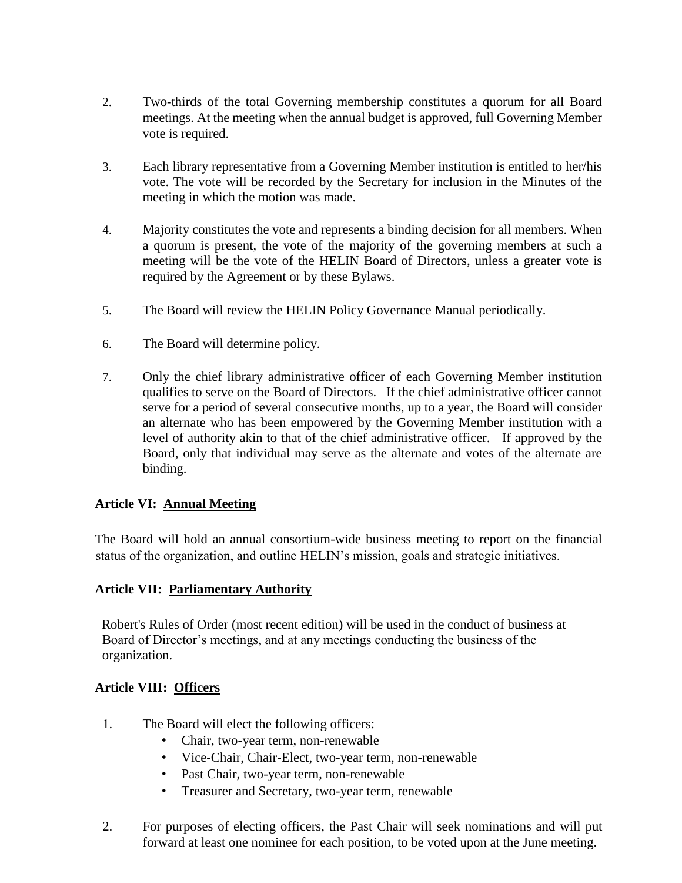2. Two-thirds of the total Governing membership constitutes a quorum for all Board meetings. At the meeting when the annual budget is approved, full Governing Member vote is required.

3. Each library representative from a Governing Member institution is entitled to her/his vote. The vote will be recorded by the Secretary for inclusion in the Minutes of the meeting in which the motion was made.

4. Majority constitutes the vote and represents a binding decision for all members. When a quorum is present, the vote of the majority of the governing members at such a meeting will be the vote of the HELIN Board of Directors, unless a greater vote is required by the Agreement or by these Bylaws.

5. The Board will review the HELIN Policy Governance Manual periodically.

6. The Board will determine policy.

7. Only the chief library administrative officer of each Governing Member institution qualifies to serve on the Board of Directors. If the chief administrative officer cannot serve for a period of several consecutive months, up to a year, the Board will consider an alternate who has been empowered by the Governing Member institution with a level of authority akin to that of the chief administrative officer. If approved by the Board, only that individual may serve as the alternate and votes of the alternate are binding.

### Article VI: Annual Meeting

The Board will hold an annual consortium-wide business meeting to report on the financial status of the organization, and outline HELIN's mission, goals and strategic initiatives.

### Article VII: Parliamentary Authority

Robert's Rules of Order (most recent edition) will be used in the conduct of business at Board of Director's meetings, and at any meetings conducting the business of the organization.

### Article VIII: Officers

1. The Board will elect the following officers:
   - Chair, two-year term, non-renewable
   - Vice-Chair, Chair-Elect, two-year term, non-renewable
   - Past Chair, two-year term, non-renewable
   - Treasurer and Secretary, two-year term, renewable

2. For purposes of electing officers, the Past Chair will seek nominations and will put forward at least one nominee for each position, to be voted upon at the June meeting.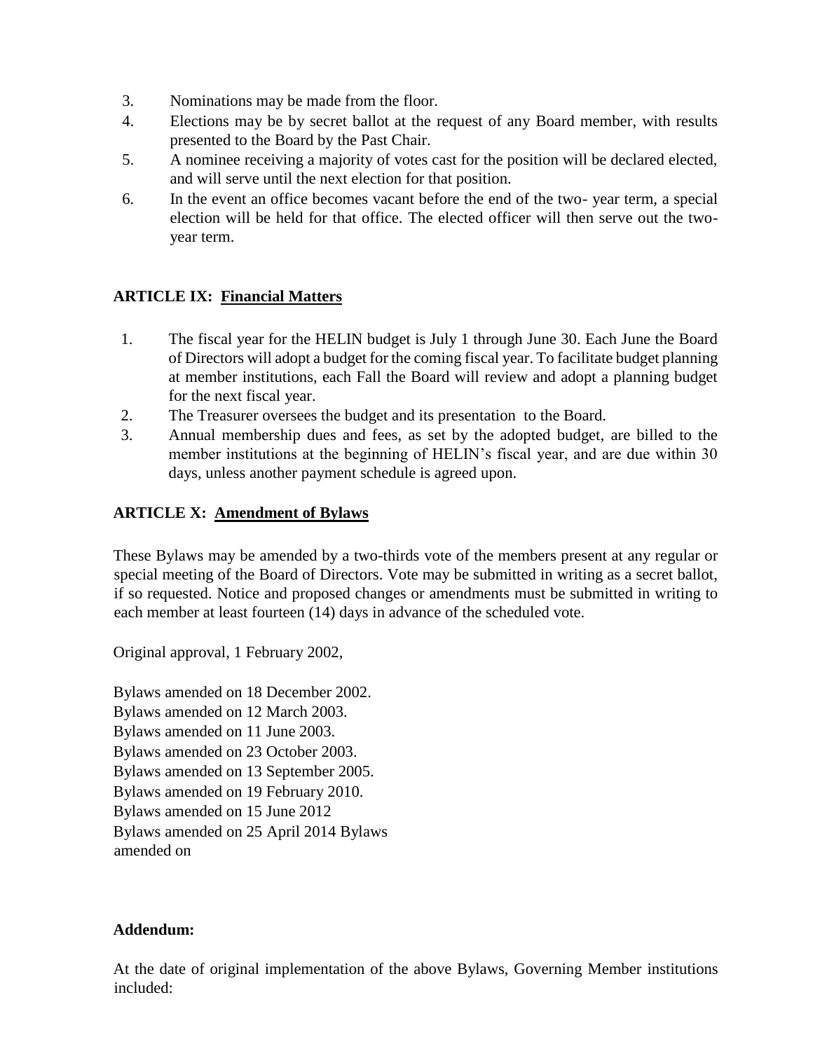3. Nominations may be made from the floor.
4. Elections may be by secret ballot at the request of any Board member, with results presented to the Board by the Past Chair.
5. A nominee receiving a majority of votes cast for the position will be declared elected, and will serve until the next election for that position.
6. In the event an office becomes vacant before the end of the two- year term, a special election will be held for that office. The elected officer will then serve out the two-year term.

## ARTICLE IX: Financial Matters

1. The fiscal year for the HELIN budget is July 1 through June 30. Each June the Board of Directors will adopt a budget for the coming fiscal year. To facilitate budget planning at member institutions, each Fall the Board will review and adopt a planning budget for the next fiscal year.
2. The Treasurer oversees the budget and its presentation to the Board.
3. Annual membership dues and fees, as set by the adopted budget, are billed to the member institutions at the beginning of HELIN's fiscal year, and are due within 30 days, unless another payment schedule is agreed upon.

## ARTICLE X: Amendment of Bylaws

These Bylaws may be amended by a two-thirds vote of the members present at any regular or special meeting of the Board of Directors. Vote may be submitted in writing as a secret ballot, if so requested. Notice and proposed changes or amendments must be submitted in writing to each member at least fourteen (14) days in advance of the scheduled vote.

Original approval, 1 February 2002,

Bylaws amended on 18 December 2002.
Bylaws amended on 12 March 2003.
Bylaws amended on 11 June 2003.
Bylaws amended on 23 October 2003.
Bylaws amended on 13 September 2005.
Bylaws amended on 19 February 2010.
Bylaws amended on 15 June 2012
Bylaws amended on 25 April 2014 Bylaws amended on

**Addendum:**

At the date of original implementation of the above Bylaws, Governing Member institutions included: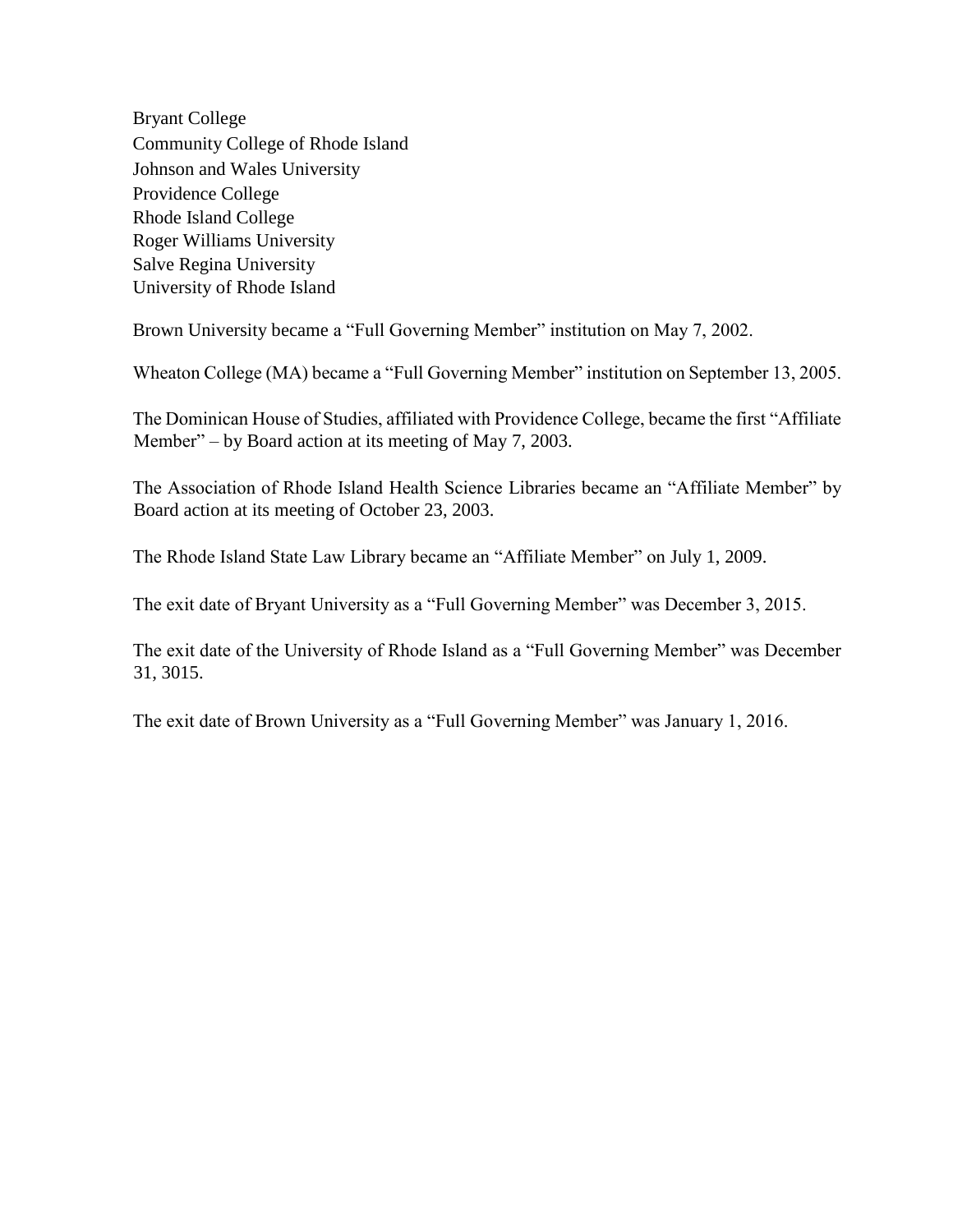Bryant College
Community College of Rhode Island
Johnson and Wales University
Providence College
Rhode Island College
Roger Williams University
Salve Regina University
University of Rhode Island

Brown University became a "Full Governing Member" institution on May 7, 2002.

Wheaton College (MA) became a "Full Governing Member" institution on September 13, 2005.

The Dominican House of Studies, affiliated with Providence College, became the first "Affiliate Member" – by Board action at its meeting of May 7, 2003.

The Association of Rhode Island Health Science Libraries became an "Affiliate Member" by Board action at its meeting of October 23, 2003.

The Rhode Island State Law Library became an "Affiliate Member" on July 1, 2009.

The exit date of Bryant University as a "Full Governing Member" was December 3, 2015.

The exit date of the University of Rhode Island as a "Full Governing Member" was December 31, 3015.

The exit date of Brown University as a "Full Governing Member" was January 1, 2016.